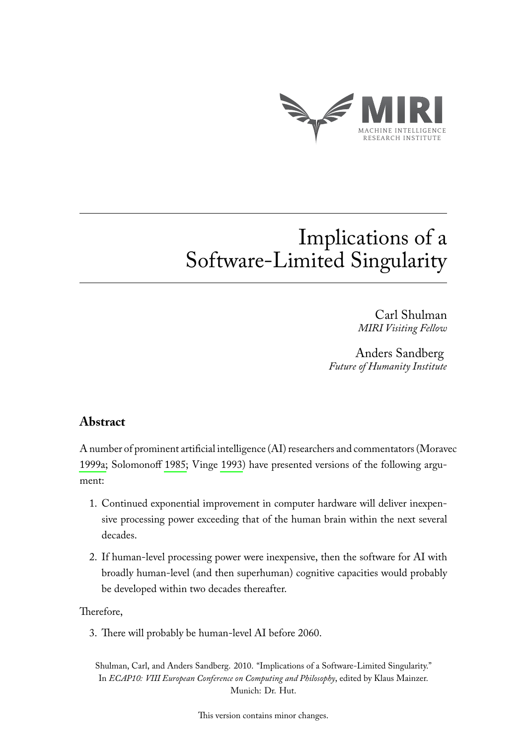# Implications of a Software-Limited Singularity

Carl Shulman
*MIRI Visiting Fellow*

Anders Sandberg
*Future of Humanity Institute*

## Abstract

A number of prominent artificial intelligence (AI) researchers and commentators (Moravec 1999a; Solomonoff 1985; Vinge 1993) have presented versions of the following argument:

1. Continued exponential improvement in computer hardware will deliver inexpensive processing power exceeding that of the human brain within the next several decades.
2. If human-level processing power were inexpensive, then the software for AI with broadly human-level (and then superhuman) cognitive capacities would probably be developed within two decades thereafter.

Therefore,

3. There will probably be human-level AI before 2060.

Shulman, Carl, and Anders Sandberg. 2010. "Implications of a Software-Limited Singularity." In *ECAP10: VIII European Conference on Computing and Philosophy*, edited by Klaus Mainzer. Munich: Dr. Hut.

This version contains minor changes.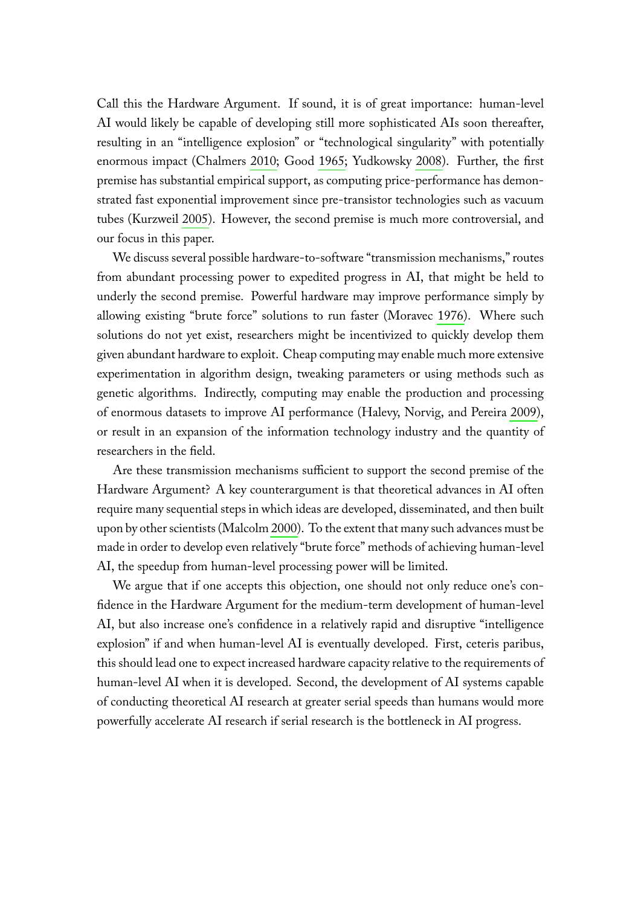Call this the Hardware Argument. If sound, it is of great importance: human-level AI would likely be capable of developing still more sophisticated AIs soon thereafter, resulting in an "intelligence explosion" or "technological singularity" with potentially enormous impact (Chalmers 2010; Good 1965; Yudkowsky 2008). Further, the first premise has substantial empirical support, as computing price-performance has demonstrated fast exponential improvement since pre-transistor technologies such as vacuum tubes (Kurzweil 2005). However, the second premise is much more controversial, and our focus in this paper.

We discuss several possible hardware-to-software "transmission mechanisms," routes from abundant processing power to expedited progress in AI, that might be held to underly the second premise. Powerful hardware may improve performance simply by allowing existing "brute force" solutions to run faster (Moravec 1976). Where such solutions do not yet exist, researchers might be incentivized to quickly develop them given abundant hardware to exploit. Cheap computing may enable much more extensive experimentation in algorithm design, tweaking parameters or using methods such as genetic algorithms. Indirectly, computing may enable the production and processing of enormous datasets to improve AI performance (Halevy, Norvig, and Pereira 2009), or result in an expansion of the information technology industry and the quantity of researchers in the field.

Are these transmission mechanisms sufficient to support the second premise of the Hardware Argument? A key counterargument is that theoretical advances in AI often require many sequential steps in which ideas are developed, disseminated, and then built upon by other scientists (Malcolm 2000). To the extent that many such advances must be made in order to develop even relatively "brute force" methods of achieving human-level AI, the speedup from human-level processing power will be limited.

We argue that if one accepts this objection, one should not only reduce one's confidence in the Hardware Argument for the medium-term development of human-level AI, but also increase one's confidence in a relatively rapid and disruptive "intelligence explosion" if and when human-level AI is eventually developed. First, ceteris paribus, this should lead one to expect increased hardware capacity relative to the requirements of human-level AI when it is developed. Second, the development of AI systems capable of conducting theoretical AI research at greater serial speeds than humans would more powerfully accelerate AI research if serial research is the bottleneck in AI progress.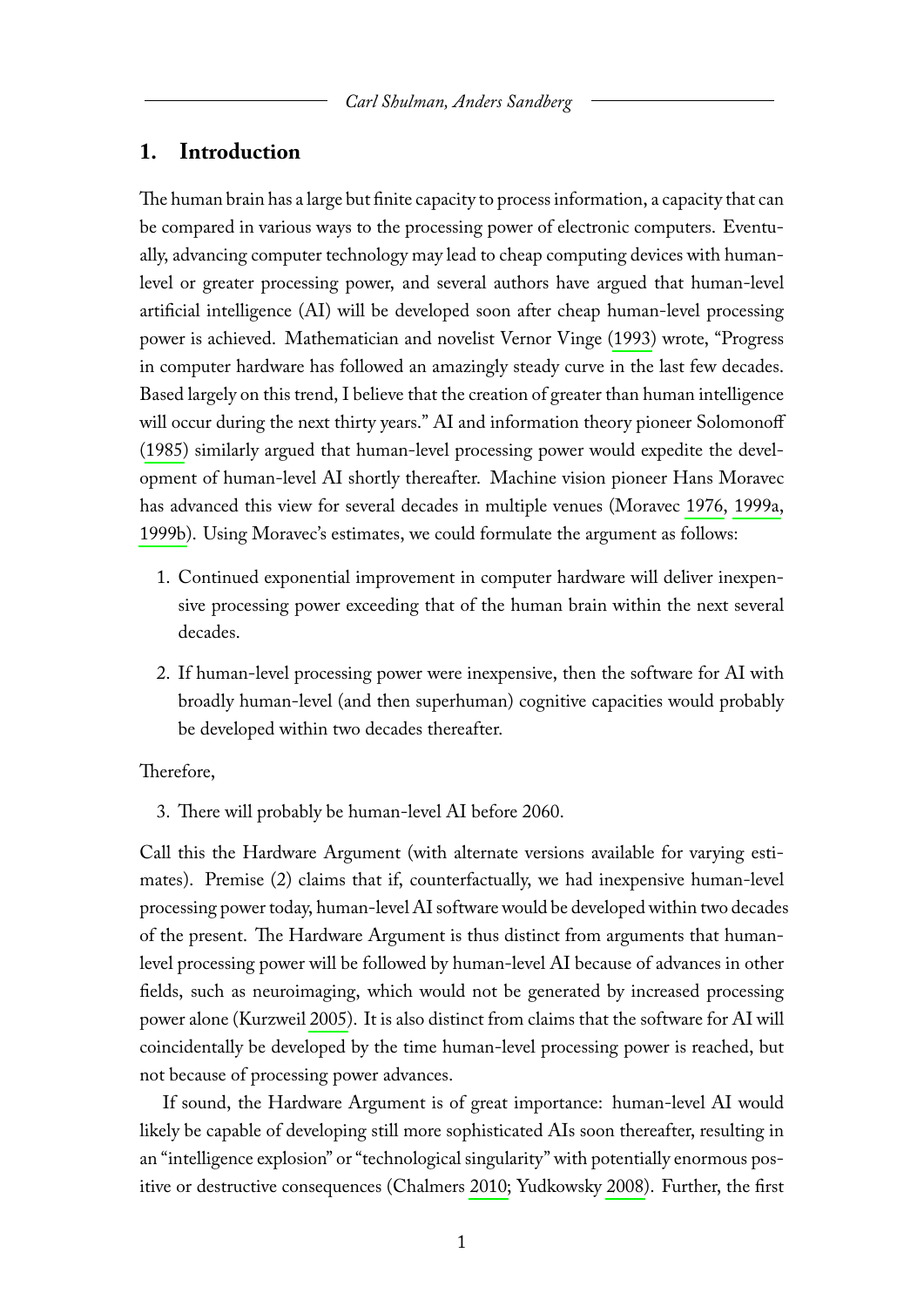## 1. Introduction

The human brain has a large but finite capacity to process information, a capacity that can be compared in various ways to the processing power of electronic computers. Eventually, advancing computer technology may lead to cheap computing devices with human-level or greater processing power, and several authors have argued that human-level artificial intelligence (AI) will be developed soon after cheap human-level processing power is achieved. Mathematician and novelist Vernor Vinge (1993) wrote, "Progress in computer hardware has followed an amazingly steady curve in the last few decades. Based largely on this trend, I believe that the creation of greater than human intelligence will occur during the next thirty years." AI and information theory pioneer Solomonoff (1985) similarly argued that human-level processing power would expedite the development of human-level AI shortly thereafter. Machine vision pioneer Hans Moravec has advanced this view for several decades in multiple venues (Moravec 1976, 1999a, 1999b). Using Moravec's estimates, we could formulate the argument as follows:

1. Continued exponential improvement in computer hardware will deliver inexpensive processing power exceeding that of the human brain within the next several decades.

2. If human-level processing power were inexpensive, then the software for AI with broadly human-level (and then superhuman) cognitive capacities would probably be developed within two decades thereafter.

Therefore,

3. There will probably be human-level AI before 2060.

Call this the Hardware Argument (with alternate versions available for varying estimates). Premise (2) claims that if, counterfactually, we had inexpensive human-level processing power today, human-level AI software would be developed within two decades of the present. The Hardware Argument is thus distinct from arguments that human-level processing power will be followed by human-level AI because of advances in other fields, such as neuroimaging, which would not be generated by increased processing power alone (Kurzweil 2005). It is also distinct from claims that the software for AI will coincidentally be developed by the time human-level processing power is reached, but not because of processing power advances.

If sound, the Hardware Argument is of great importance: human-level AI would likely be capable of developing still more sophisticated AIs soon thereafter, resulting in an "intelligence explosion" or "technological singularity" with potentially enormous positive or destructive consequences (Chalmers 2010; Yudkowsky 2008). Further, the first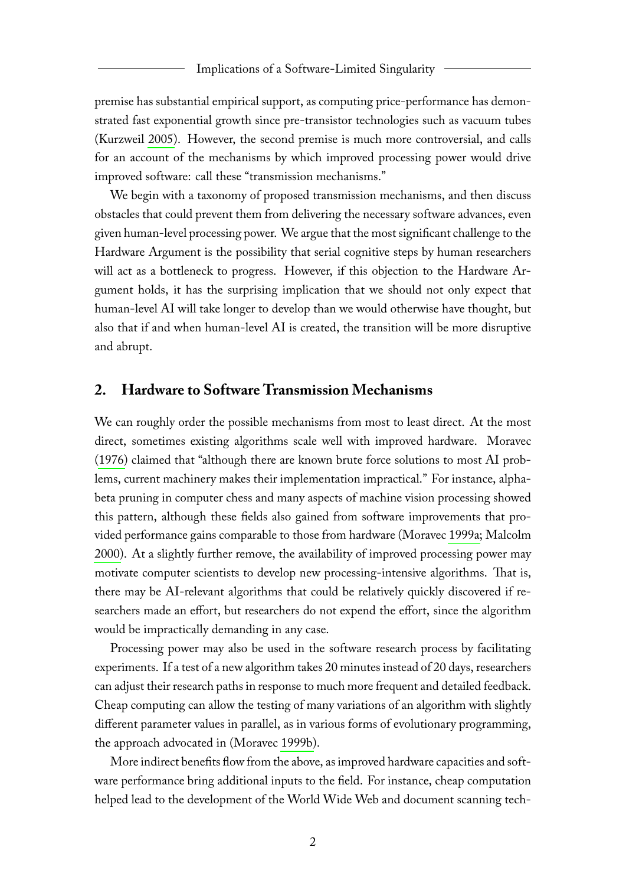premise has substantial empirical support, as computing price-performance has demonstrated fast exponential growth since pre-transistor technologies such as vacuum tubes (Kurzweil 2005). However, the second premise is much more controversial, and calls for an account of the mechanisms by which improved processing power would drive improved software: call these "transmission mechanisms."

We begin with a taxonomy of proposed transmission mechanisms, and then discuss obstacles that could prevent them from delivering the necessary software advances, even given human-level processing power. We argue that the most significant challenge to the Hardware Argument is the possibility that serial cognitive steps by human researchers will act as a bottleneck to progress. However, if this objection to the Hardware Argument holds, it has the surprising implication that we should not only expect that human-level AI will take longer to develop than we would otherwise have thought, but also that if and when human-level AI is created, the transition will be more disruptive and abrupt.

## 2. Hardware to Software Transmission Mechanisms

We can roughly order the possible mechanisms from most to least direct. At the most direct, sometimes existing algorithms scale well with improved hardware. Moravec (1976) claimed that "although there are known brute force solutions to most AI problems, current machinery makes their implementation impractical." For instance, alpha-beta pruning in computer chess and many aspects of machine vision processing showed this pattern, although these fields also gained from software improvements that provided performance gains comparable to those from hardware (Moravec 1999a; Malcolm 2000). At a slightly further remove, the availability of improved processing power may motivate computer scientists to develop new processing-intensive algorithms. That is, there may be AI-relevant algorithms that could be relatively quickly discovered if researchers made an effort, but researchers do not expend the effort, since the algorithm would be impractically demanding in any case.

Processing power may also be used in the software research process by facilitating experiments. If a test of a new algorithm takes 20 minutes instead of 20 days, researchers can adjust their research paths in response to much more frequent and detailed feedback. Cheap computing can allow the testing of many variations of an algorithm with slightly different parameter values in parallel, as in various forms of evolutionary programming, the approach advocated in (Moravec 1999b).

More indirect benefits flow from the above, as improved hardware capacities and software performance bring additional inputs to the field. For instance, cheap computation helped lead to the development of the World Wide Web and document scanning tech-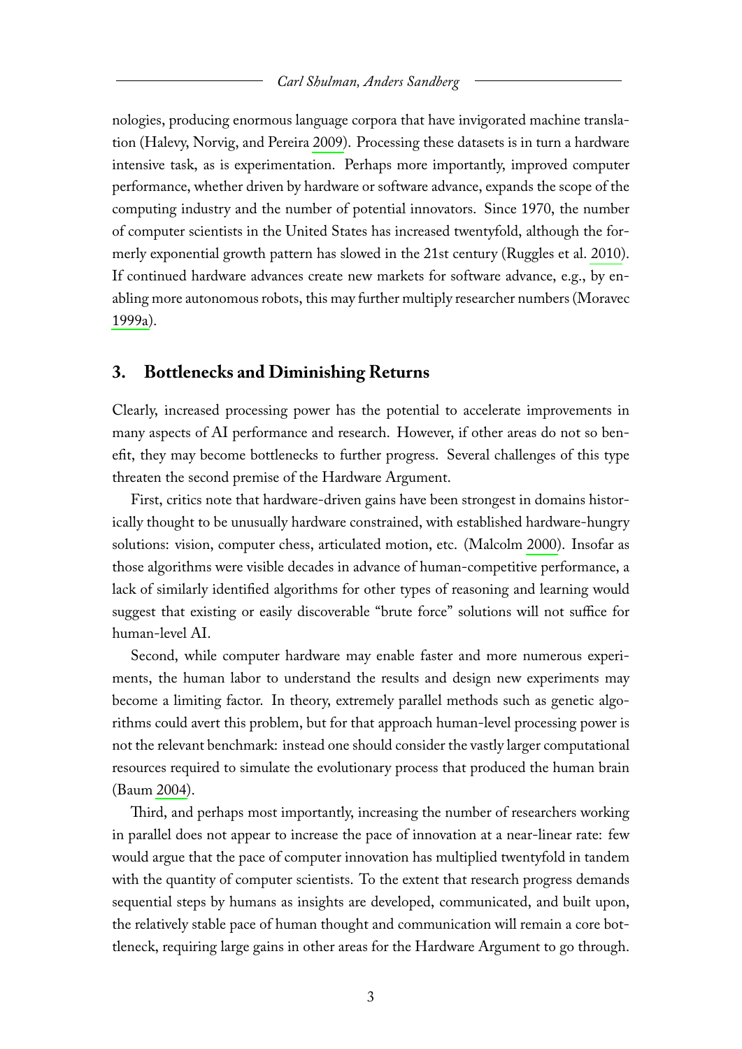nologies, producing enormous language corpora that have invigorated machine translation (Halevy, Norvig, and Pereira 2009). Processing these datasets is in turn a hardware intensive task, as is experimentation. Perhaps more importantly, improved computer performance, whether driven by hardware or software advance, expands the scope of the computing industry and the number of potential innovators. Since 1970, the number of computer scientists in the United States has increased twentyfold, although the formerly exponential growth pattern has slowed in the 21st century (Ruggles et al. 2010). If continued hardware advances create new markets for software advance, e.g., by enabling more autonomous robots, this may further multiply researcher numbers (Moravec 1999a).

## 3. Bottlenecks and Diminishing Returns

Clearly, increased processing power has the potential to accelerate improvements in many aspects of AI performance and research. However, if other areas do not so benefit, they may become bottlenecks to further progress. Several challenges of this type threaten the second premise of the Hardware Argument.

First, critics note that hardware-driven gains have been strongest in domains historically thought to be unusually hardware constrained, with established hardware-hungry solutions: vision, computer chess, articulated motion, etc. (Malcolm 2000). Insofar as those algorithms were visible decades in advance of human-competitive performance, a lack of similarly identified algorithms for other types of reasoning and learning would suggest that existing or easily discoverable "brute force" solutions will not suffice for human-level AI.

Second, while computer hardware may enable faster and more numerous experiments, the human labor to understand the results and design new experiments may become a limiting factor. In theory, extremely parallel methods such as genetic algorithms could avert this problem, but for that approach human-level processing power is not the relevant benchmark: instead one should consider the vastly larger computational resources required to simulate the evolutionary process that produced the human brain (Baum 2004).

Third, and perhaps most importantly, increasing the number of researchers working in parallel does not appear to increase the pace of innovation at a near-linear rate: few would argue that the pace of computer innovation has multiplied twentyfold in tandem with the quantity of computer scientists. To the extent that research progress demands sequential steps by humans as insights are developed, communicated, and built upon, the relatively stable pace of human thought and communication will remain a core bottleneck, requiring large gains in other areas for the Hardware Argument to go through.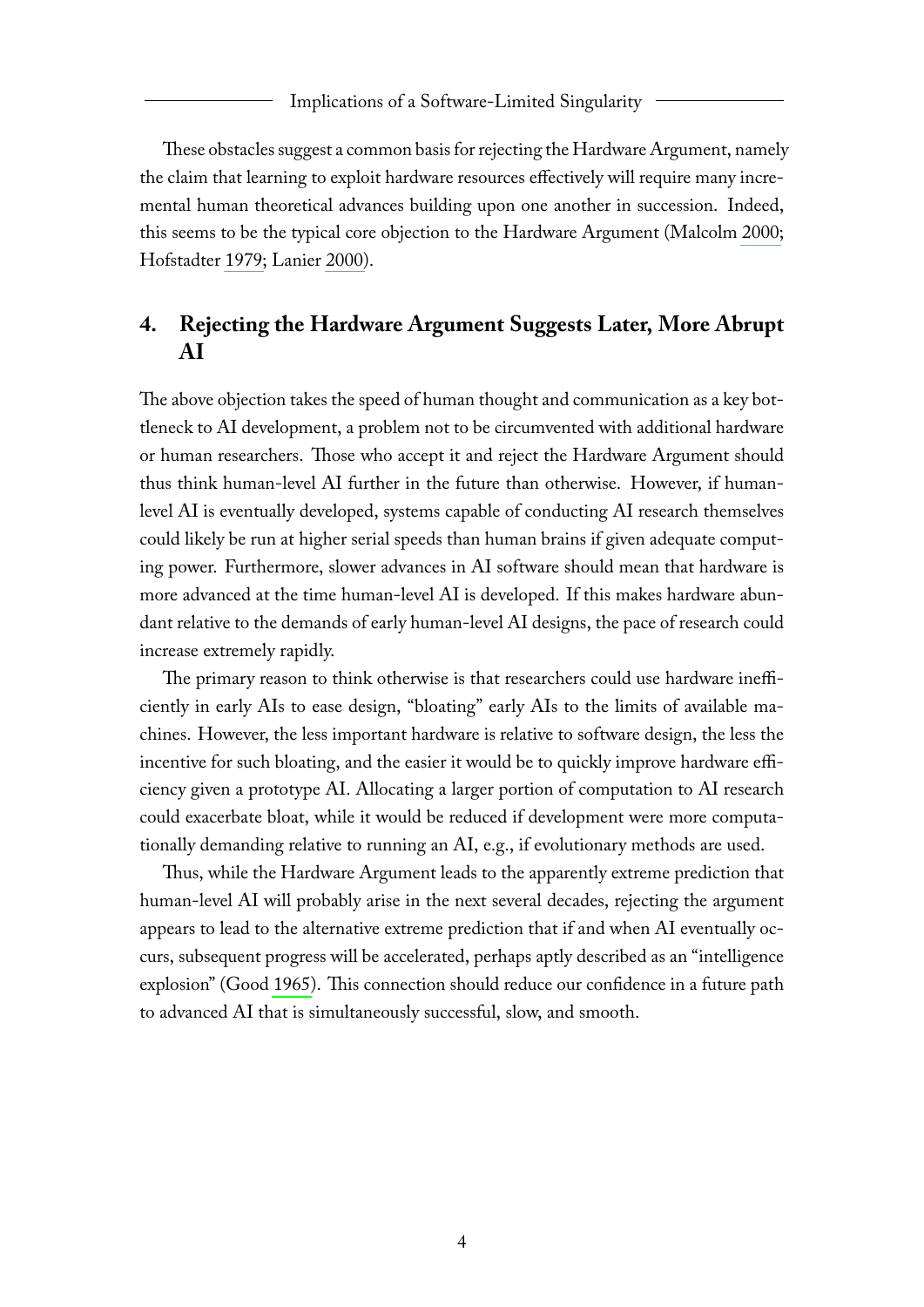These obstacles suggest a common basis for rejecting the Hardware Argument, namely the claim that learning to exploit hardware resources effectively will require many incremental human theoretical advances building upon one another in succession. Indeed, this seems to be the typical core objection to the Hardware Argument (Malcolm 2000; Hofstadter 1979; Lanier 2000).

## 4. Rejecting the Hardware Argument Suggests Later, More Abrupt AI

The above objection takes the speed of human thought and communication as a key bottleneck to AI development, a problem not to be circumvented with additional hardware or human researchers. Those who accept it and reject the Hardware Argument should thus think human-level AI further in the future than otherwise. However, if human-level AI is eventually developed, systems capable of conducting AI research themselves could likely be run at higher serial speeds than human brains if given adequate computing power. Furthermore, slower advances in AI software should mean that hardware is more advanced at the time human-level AI is developed. If this makes hardware abundant relative to the demands of early human-level AI designs, the pace of research could increase extremely rapidly.

The primary reason to think otherwise is that researchers could use hardware inefficiently in early AIs to ease design, "bloating" early AIs to the limits of available machines. However, the less important hardware is relative to software design, the less the incentive for such bloating, and the easier it would be to quickly improve hardware efficiency given a prototype AI. Allocating a larger portion of computation to AI research could exacerbate bloat, while it would be reduced if development were more computationally demanding relative to running an AI, e.g., if evolutionary methods are used.

Thus, while the Hardware Argument leads to the apparently extreme prediction that human-level AI will probably arise in the next several decades, rejecting the argument appears to lead to the alternative extreme prediction that if and when AI eventually occurs, subsequent progress will be accelerated, perhaps aptly described as an "intelligence explosion" (Good 1965). This connection should reduce our confidence in a future path to advanced AI that is simultaneously successful, slow, and smooth.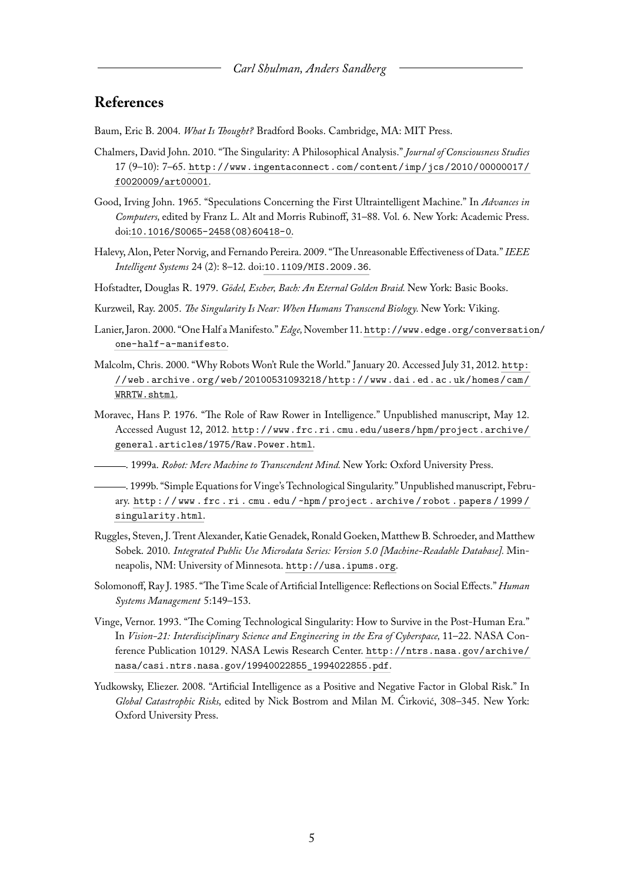## References

Baum, Eric B. 2004. *What Is Thought?* Bradford Books. Cambridge, MA: MIT Press.

Chalmers, David John. 2010. "The Singularity: A Philosophical Analysis." *Journal of Consciousness Studies* 17 (9–10): 7–65. http://www.ingentaconnect.com/content/imp/jcs/2010/00000017/f0020009/art00001.

Good, Irving John. 1965. "Speculations Concerning the First Ultraintelligent Machine." In *Advances in Computers,* edited by Franz L. Alt and Morris Rubinoff, 31–88. Vol. 6. New York: Academic Press. doi:10.1016/S0065-2458(08)60418-0.

Halevy, Alon, Peter Norvig, and Fernando Pereira. 2009. "The Unreasonable Effectiveness of Data." *IEEE Intelligent Systems* 24 (2): 8–12. doi:10.1109/MIS.2009.36.

Hofstadter, Douglas R. 1979. *Gödel, Escher, Bach: An Eternal Golden Braid.* New York: Basic Books.

Kurzweil, Ray. 2005. *The Singularity Is Near: When Humans Transcend Biology.* New York: Viking.

Lanier, Jaron. 2000. "One Half a Manifesto." *Edge,* November 11. http://www.edge.org/conversation/one-half-a-manifesto.

Malcolm, Chris. 2000. "Why Robots Won't Rule the World." January 20. Accessed July 31, 2012. http://web.archive.org/web/20100531093218/http://www.dai.ed.ac.uk/homes/cam/WRRTW.shtml.

Moravec, Hans P. 1976. "The Role of Raw Rower in Intelligence." Unpublished manuscript, May 12. Accessed August 12, 2012. http://www.frc.ri.cmu.edu/users/hpm/project.archive/general.articles/1975/Raw.Power.html.

———. 1999a. *Robot: Mere Machine to Transcendent Mind.* New York: Oxford University Press.

———. 1999b. "Simple Equations for Vinge's Technological Singularity." Unpublished manuscript, February. http://www.frc.ri.cmu.edu/~hpm/project.archive/robot.papers/1999/singularity.html.

Ruggles, Steven, J. Trent Alexander, Katie Genadek, Ronald Goeken, Matthew B. Schroeder, and Matthew Sobek. 2010. *Integrated Public Use Microdata Series: Version 5.0 [Machine-Readable Database].* Minneapolis, NM: University of Minnesota. http://usa.ipums.org.

Solomonoff, Ray J. 1985. "The Time Scale of Artificial Intelligence: Reflections on Social Effects." *Human Systems Management* 5:149–153.

Vinge, Vernor. 1993. "The Coming Technological Singularity: How to Survive in the Post-Human Era." In *Vision-21: Interdisciplinary Science and Engineering in the Era of Cyberspace,* 11–22. NASA Conference Publication 10129. NASA Lewis Research Center. http://ntrs.nasa.gov/archive/nasa/casi.ntrs.nasa.gov/19940022855_1994022855.pdf.

Yudkowsky, Eliezer. 2008. "Artificial Intelligence as a Positive and Negative Factor in Global Risk." In *Global Catastrophic Risks,* edited by Nick Bostrom and Milan M. Ćirković, 308–345. New York: Oxford University Press.